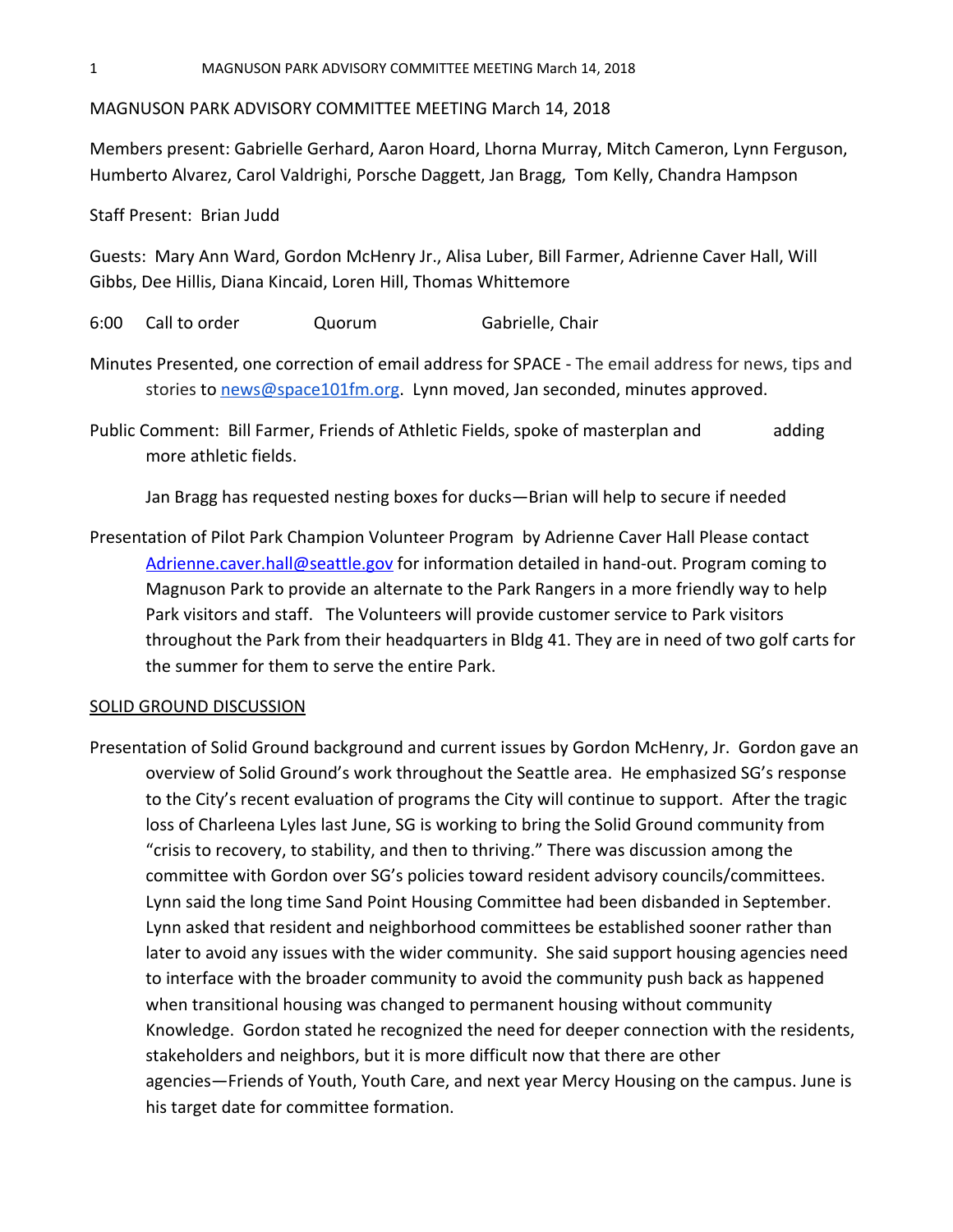# MAGNUSON PARK ADVISORY COMMITTEE MEETING March 14, 2018

Members present: Gabrielle Gerhard, Aaron Hoard, Lhorna Murray, Mitch Cameron, Lynn Ferguson, Humberto Alvarez, Carol Valdrighi, Porsche Daggett, Jan Bragg, Tom Kelly, Chandra Hampson

Staff Present: Brian Judd

Guests: Mary Ann Ward, Gordon McHenry Jr., Alisa Luber, Bill Farmer, Adrienne Caver Hall, Will Gibbs, Dee Hillis, Diana Kincaid, Loren Hill, Thomas Whittemore

6:00 Call to order Quorum Gabrielle, Chair

Minutes Presented, one correction of email address for SPACE - The email address for news, tips and stories to news@space101fm.org. Lynn moved, Jan seconded, minutes approved.

Public Comment: Bill Farmer, Friends of Athletic Fields, spoke of masterplan and adding more athletic fields.

Jan Bragg has requested nesting boxes for ducks—Brian will help to secure if needed

Presentation of Pilot Park Champion Volunteer Program by Adrienne Caver Hall Please contact Adrienne.caver.hall@seattle.gov for information detailed in hand-out. Program coming to Magnuson Park to provide an alternate to the Park Rangers in a more friendly way to help Park visitors and staff. The Volunteers will provide customer service to Park visitors throughout the Park from their headquarters in Bldg 41. They are in need of two golf carts for the summer for them to serve the entire Park.

## SOLID GROUND DISCUSSION

Presentation of Solid Ground background and current issues by Gordon McHenry, Jr. Gordon gave an overview of Solid Ground's work throughout the Seattle area. He emphasized SG's response to the City's recent evaluation of programs the City will continue to support. After the tragic loss of Charleena Lyles last June, SG is working to bring the Solid Ground community from "crisis to recovery, to stability, and then to thriving." There was discussion among the committee with Gordon over SG's policies toward resident advisory councils/committees. Lynn said the long time Sand Point Housing Committee had been disbanded in September. Lynn asked that resident and neighborhood committees be established sooner rather than later to avoid any issues with the wider community. She said support housing agencies need to interface with the broader community to avoid the community push back as happened when transitional housing was changed to permanent housing without community Knowledge. Gordon stated he recognized the need for deeper connection with the residents, stakeholders and neighbors, but it is more difficult now that there are other agencies—Friends of Youth, Youth Care, and next year Mercy Housing on the campus. June is his target date for committee formation.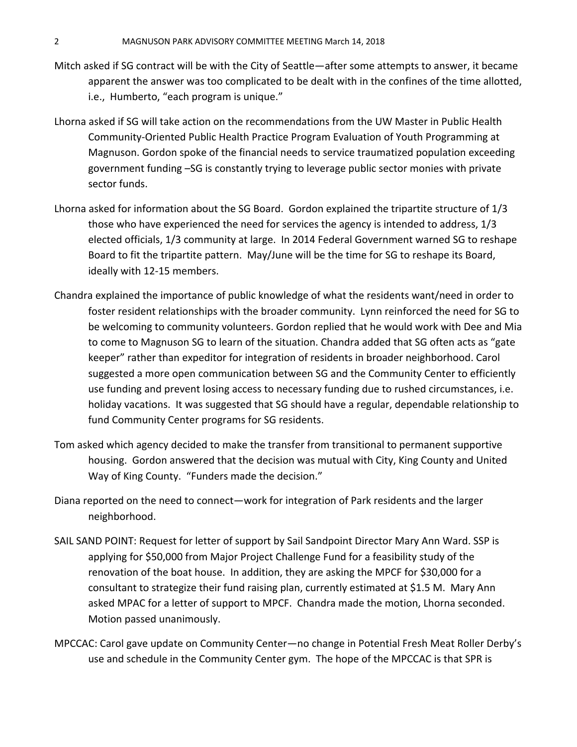Mitch asked if SG contract will be with the City of Seattle—after some attempts to answer, it became apparent the answer was too complicated to be dealt with in the confines of the time allotted, i.e., Humberto, "each program is unique."

Lhorna asked if SG will take action on the recommendations from the UW Master in Public Health Community-Oriented Public Health Practice Program Evaluation of Youth Programming at Magnuson. Gordon spoke of the financial needs to service traumatized population exceeding government funding –SG is constantly trying to leverage public sector monies with private sector funds.

Lhorna asked for information about the SG Board. Gordon explained the tripartite structure of 1/3 those who have experienced the need for services the agency is intended to address, 1/3 elected officials, 1/3 community at large. In 2014 Federal Government warned SG to reshape Board to fit the tripartite pattern. May/June will be the time for SG to reshape its Board, ideally with 12-15 members.

Chandra explained the importance of public knowledge of what the residents want/need in order to foster resident relationships with the broader community. Lynn reinforced the need for SG to be welcoming to community volunteers. Gordon replied that he would work with Dee and Mia to come to Magnuson SG to learn of the situation. Chandra added that SG often acts as "gate keeper" rather than expeditor for integration of residents in broader neighborhood. Carol suggested a more open communication between SG and the Community Center to efficiently use funding and prevent losing access to necessary funding due to rushed circumstances, i.e. holiday vacations. It was suggested that SG should have a regular, dependable relationship to fund Community Center programs for SG residents.

Tom asked which agency decided to make the transfer from transitional to permanent supportive housing. Gordon answered that the decision was mutual with City, King County and United Way of King County. "Funders made the decision."

Diana reported on the need to connect—work for integration of Park residents and the larger neighborhood.

SAIL SAND POINT: Request for letter of support by Sail Sandpoint Director Mary Ann Ward. SSP is applying for $50,000 from Major Project Challenge Fund for a feasibility study of the renovation of the boat house. In addition, they are asking the MPCF for $30,000 for a consultant to strategize their fund raising plan, currently estimated at $1.5 M. Mary Ann asked MPAC for a letter of support to MPCF. Chandra made the motion, Lhorna seconded. Motion passed unanimously.

MPCCAC: Carol gave update on Community Center—no change in Potential Fresh Meat Roller Derby's use and schedule in the Community Center gym. The hope of the MPCCAC is that SPR is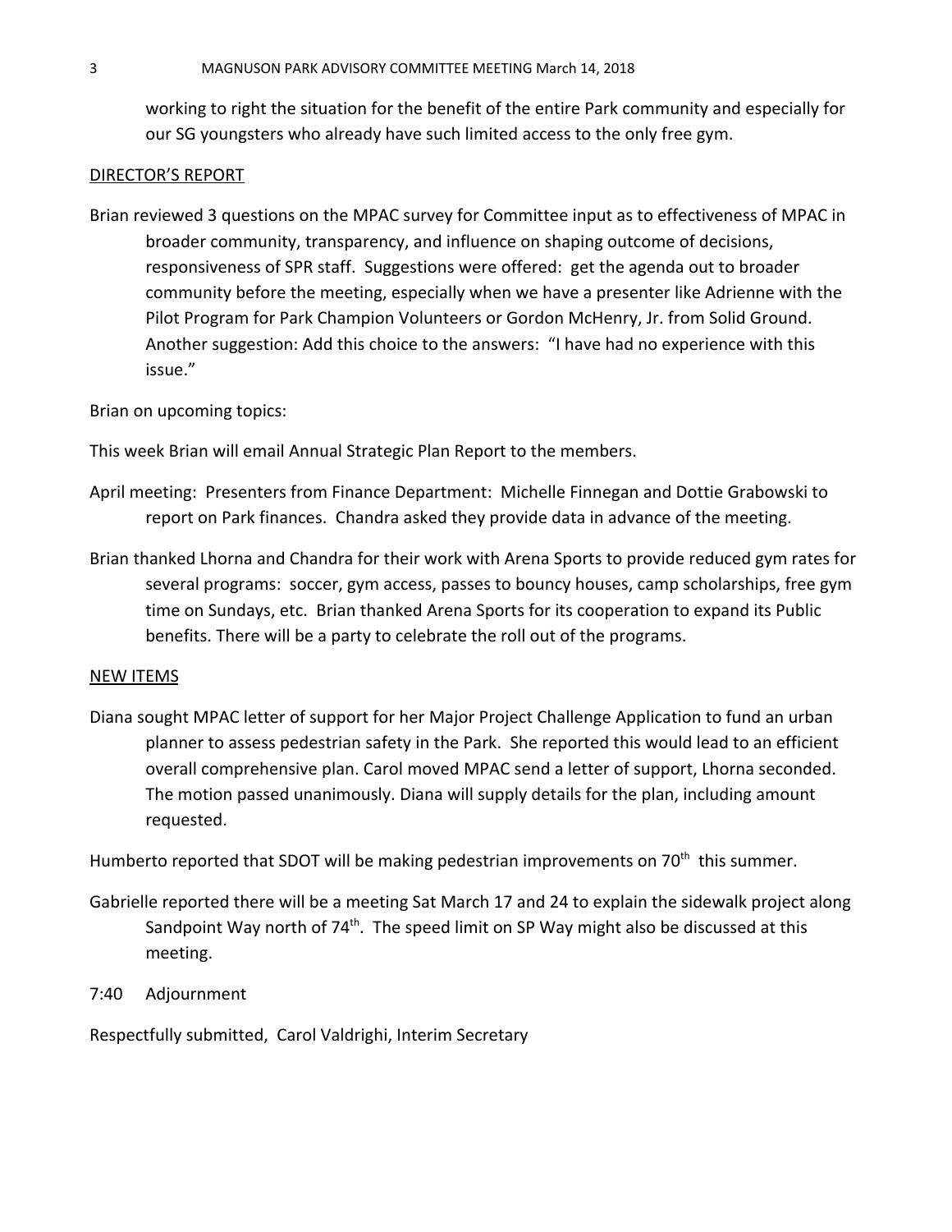working to right the situation for the benefit of the entire Park community and especially for our SG youngsters who already have such limited access to the only free gym.

## DIRECTOR'S REPORT

Brian reviewed 3 questions on the MPAC survey for Committee input as to effectiveness of MPAC in broader community, transparency, and influence on shaping outcome of decisions, responsiveness of SPR staff. Suggestions were offered: get the agenda out to broader community before the meeting, especially when we have a presenter like Adrienne with the Pilot Program for Park Champion Volunteers or Gordon McHenry, Jr. from Solid Ground. Another suggestion: Add this choice to the answers: "I have had no experience with this issue."

Brian on upcoming topics:

This week Brian will email Annual Strategic Plan Report to the members.

April meeting: Presenters from Finance Department: Michelle Finnegan and Dottie Grabowski to report on Park finances. Chandra asked they provide data in advance of the meeting.

Brian thanked Lhorna and Chandra for their work with Arena Sports to provide reduced gym rates for several programs: soccer, gym access, passes to bouncy houses, camp scholarships, free gym time on Sundays, etc. Brian thanked Arena Sports for its cooperation to expand its Public benefits. There will be a party to celebrate the roll out of the programs.

## NEW ITEMS

Diana sought MPAC letter of support for her Major Project Challenge Application to fund an urban planner to assess pedestrian safety in the Park. She reported this would lead to an efficient overall comprehensive plan. Carol moved MPAC send a letter of support, Lhorna seconded. The motion passed unanimously. Diana will supply details for the plan, including amount requested.

Humberto reported that SDOT will be making pedestrian improvements on 70th this summer.

Gabrielle reported there will be a meeting Sat March 17 and 24 to explain the sidewalk project along Sandpoint Way north of 74th. The speed limit on SP Way might also be discussed at this meeting.

7:40 Adjournment

Respectfully submitted, Carol Valdrighi, Interim Secretary